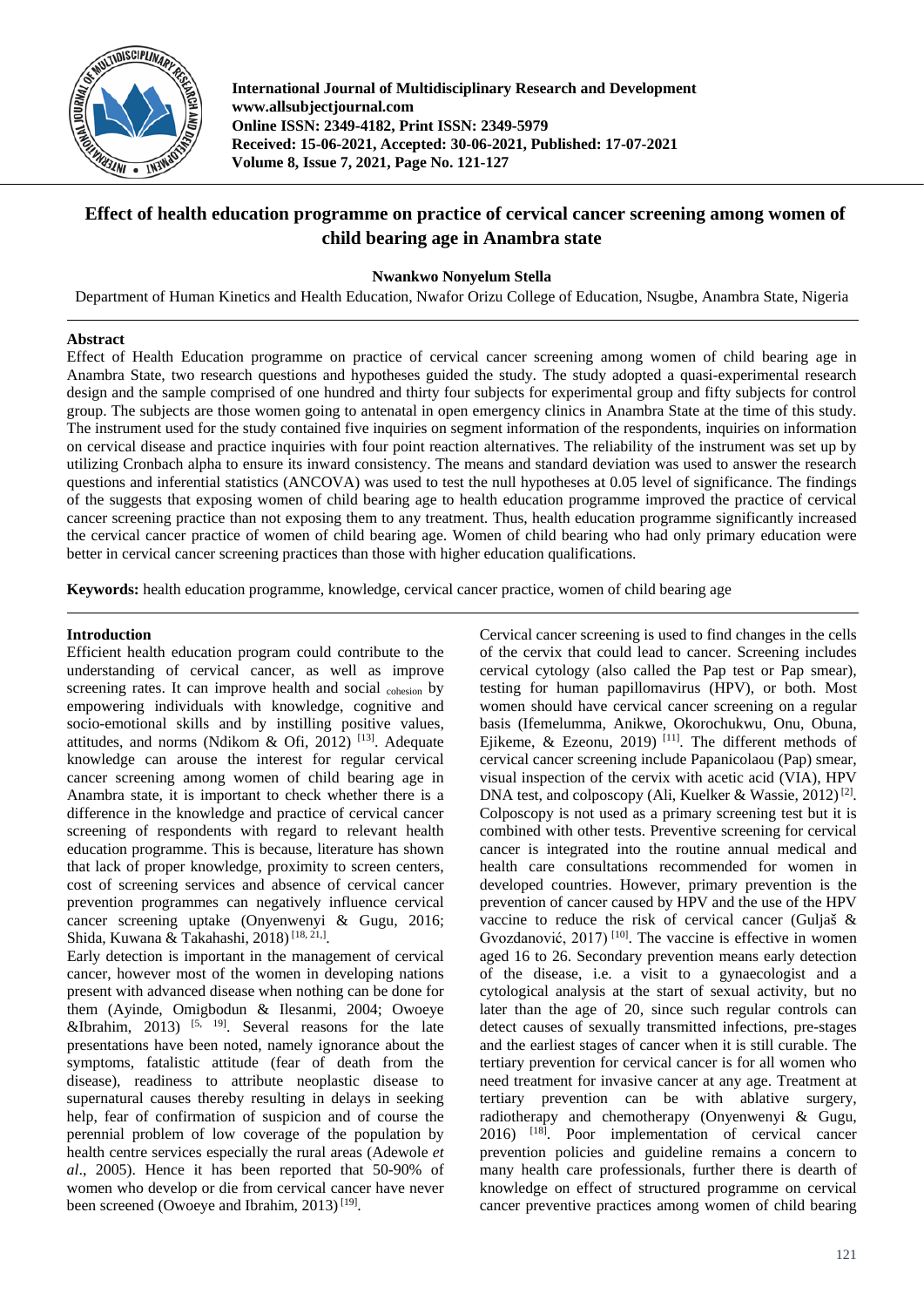# Effect of health education programme on practice of cervical cancer screening among women of child bearing age in Anambra state

**Nwankwo Nonyelum Stella**

Department of Human Kinetics and Health Education, Nwafor Orizu College of Education, Nsugbe, Anambra State, Nigeria

## Abstract

Effect of Health Education programme on practice of cervical cancer screening among women of child bearing age in Anambra State, two research questions and hypotheses guided the study. The study adopted a quasi-experimental research design and the sample comprised of one hundred and thirty four subjects for experimental group and fifty subjects for control group. The subjects are those women going to antenatal in open emergency clinics in Anambra State at the time of this study. The instrument used for the study contained five inquiries on segment information of the respondents, inquiries on information on cervical disease and practice inquiries with four point reaction alternatives. The reliability of the instrument was set up by utilizing Cronbach alpha to ensure its inward consistency. The means and standard deviation was used to answer the research questions and inferential statistics (ANCOVA) was used to test the null hypotheses at 0.05 level of significance. The findings of the suggests that exposing women of child bearing age to health education programme improved the practice of cervical cancer screening practice than not exposing them to any treatment. Thus, health education programme significantly increased the cervical cancer practice of women of child bearing age. Women of child bearing who had only primary education were better in cervical cancer screening practices than those with higher education qualifications.

**Keywords:** health education programme, knowledge, cervical cancer practice, women of child bearing age

## Introduction

Efficient health education program could contribute to the understanding of cervical cancer, as well as improve screening rates. It can improve health and social cohesion by empowering individuals with knowledge, cognitive and socio-emotional skills and by instilling positive values, attitudes, and norms (Ndikom & Ofi, 2012) [13]. Adequate knowledge can arouse the interest for regular cervical cancer screening among women of child bearing age in Anambra state, it is important to check whether there is a difference in the knowledge and practice of cervical cancer screening of respondents with regard to relevant health education programme. This is because, literature has shown that lack of proper knowledge, proximity to screen centers, cost of screening services and absence of cervical cancer prevention programmes can negatively influence cervical cancer screening uptake (Onyenwenyi & Gugu, 2016; Shida, Kuwana & Takahashi, 2018) [18, 21,].

Early detection is important in the management of cervical cancer, however most of the women in developing nations present with advanced disease when nothing can be done for them (Ayinde, Omigbodun & Ilesanmi, 2004; Owoeye &Ibrahim, 2013) [5, 19]. Several reasons for the late presentations have been noted, namely ignorance about the symptoms, fatalistic attitude (fear of death from the disease), readiness to attribute neoplastic disease to supernatural causes thereby resulting in delays in seeking help, fear of confirmation of suspicion and of course the perennial problem of low coverage of the population by health centre services especially the rural areas (Adewole *et al*., 2005). Hence it has been reported that 50-90% of women who develop or die from cervical cancer have never been screened (Owoeye and Ibrahim, 2013) [19].

Cervical cancer screening is used to find changes in the cells of the cervix that could lead to cancer. Screening includes cervical cytology (also called the Pap test or Pap smear), testing for human papillomavirus (HPV), or both. Most women should have cervical cancer screening on a regular basis (Ifemelumma, Anikwe, Okorochukwu, Onu, Obuna, Ejikeme, & Ezeonu, 2019) [11]. The different methods of cervical cancer screening include Papanicolaou (Pap) smear, visual inspection of the cervix with acetic acid (VIA), HPV DNA test, and colposcopy (Ali, Kuelker & Wassie, 2012) [2]. Colposcopy is not used as a primary screening test but it is combined with other tests. Preventive screening for cervical cancer is integrated into the routine annual medical and health care consultations recommended for women in developed countries. However, primary prevention is the prevention of cancer caused by HPV and the use of the HPV vaccine to reduce the risk of cervical cancer (Guljaš & Gvozdanović, 2017) [10]. The vaccine is effective in women aged 16 to 26. Secondary prevention means early detection of the disease, i.e. a visit to a gynaecologist and a cytological analysis at the start of sexual activity, but no later than the age of 20, since such regular controls can detect causes of sexually transmitted infections, pre-stages and the earliest stages of cancer when it is still curable. The tertiary prevention for cervical cancer is for all women who need treatment for invasive cancer at any age. Treatment at tertiary prevention can be with ablative surgery, radiotherapy and chemotherapy (Onyenwenyi & Gugu, 2016) [18]. Poor implementation of cervical cancer prevention policies and guideline remains a concern to many health care professionals, further there is dearth of knowledge on effect of structured programme on cervical cancer preventive practices among women of child bearing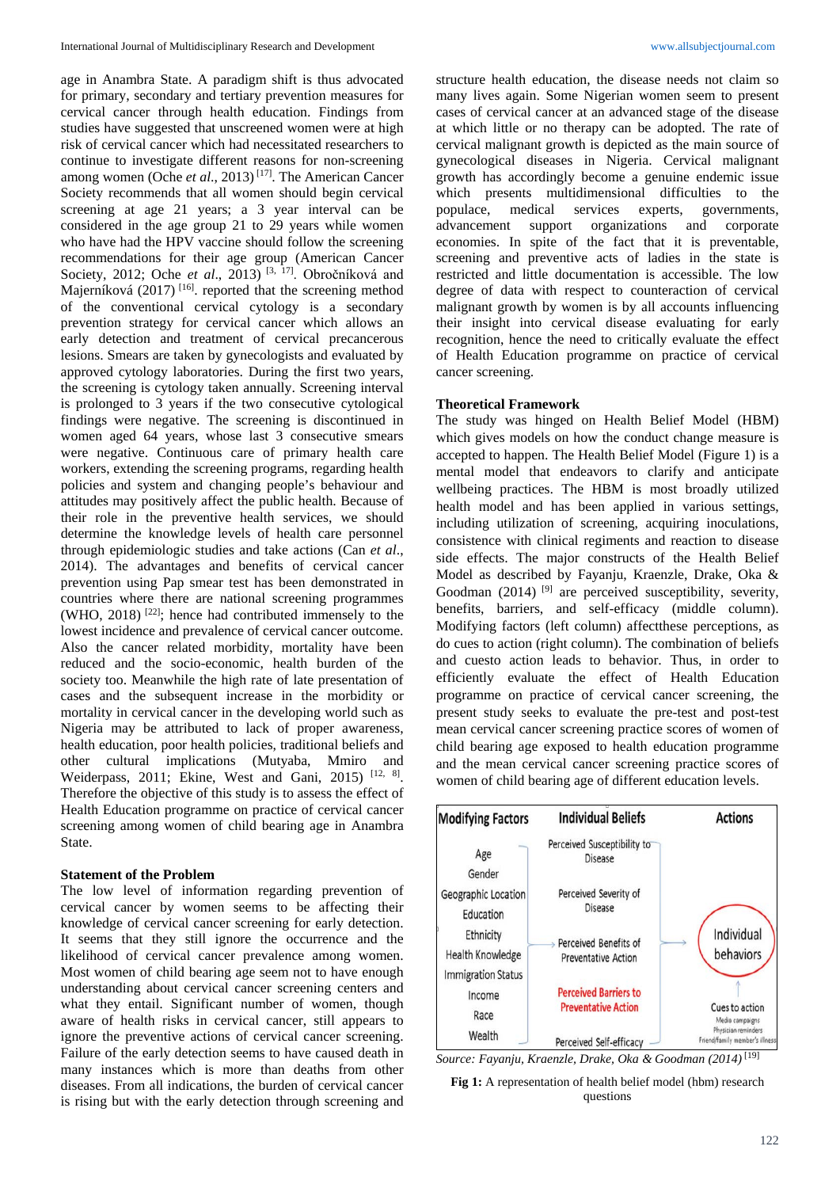age in Anambra State. A paradigm shift is thus advocated for primary, secondary and tertiary prevention measures for cervical cancer through health education. Findings from studies have suggested that unscreened women were at high risk of cervical cancer which had necessitated researchers to continue to investigate different reasons for non-screening among women (Oche *et al*., 2013) [17]. The American Cancer Society recommends that all women should begin cervical screening at age 21 years; a 3 year interval can be considered in the age group 21 to 29 years while women who have had the HPV vaccine should follow the screening recommendations for their age group (American Cancer Society, 2012; Oche *et al*., 2013) [3, 17]. Obročníková and Majerníková (2017) [16]. reported that the screening method of the conventional cervical cytology is a secondary prevention strategy for cervical cancer which allows an early detection and treatment of cervical precancerous lesions. Smears are taken by gynecologists and evaluated by approved cytology laboratories. During the first two years, the screening is cytology taken annually. Screening interval is prolonged to 3 years if the two consecutive cytological findings were negative. The screening is discontinued in women aged 64 years, whose last 3 consecutive smears were negative. Continuous care of primary health care workers, extending the screening programs, regarding health policies and system and changing people's behaviour and attitudes may positively affect the public health. Because of their role in the preventive health services, we should determine the knowledge levels of health care personnel through epidemiologic studies and take actions (Can *et al*., 2014). The advantages and benefits of cervical cancer prevention using Pap smear test has been demonstrated in countries where there are national screening programmes (WHO, 2018) [22]; hence had contributed immensely to the lowest incidence and prevalence of cervical cancer outcome. Also the cancer related morbidity, mortality have been reduced and the socio-economic, health burden of the society too. Meanwhile the high rate of late presentation of cases and the subsequent increase in the morbidity or mortality in cervical cancer in the developing world such as Nigeria may be attributed to lack of proper awareness, health education, poor health policies, traditional beliefs and other cultural implications (Mutyaba, Mmiro and Weiderpass, 2011; Ekine, West and Gani, 2015) [12, 8]. Therefore the objective of this study is to assess the effect of Health Education programme on practice of cervical cancer screening among women of child bearing age in Anambra State.

### Statement of the Problem

The low level of information regarding prevention of cervical cancer by women seems to be affecting their knowledge of cervical cancer screening for early detection. It seems that they still ignore the occurrence and the likelihood of cervical cancer prevalence among women. Most women of child bearing age seem not to have enough understanding about cervical cancer screening centers and what they entail. Significant number of women, though aware of health risks in cervical cancer, still appears to ignore the preventive actions of cervical cancer screening. Failure of the early detection seems to have caused death in many instances which is more than deaths from other diseases. From all indications, the burden of cervical cancer is rising but with the early detection through screening and structure health education, the disease needs not claim so many lives again. Some Nigerian women seem to present cases of cervical cancer at an advanced stage of the disease at which little or no therapy can be adopted. The rate of cervical malignant growth is depicted as the main source of gynecological diseases in Nigeria. Cervical malignant growth has accordingly become a genuine endemic issue which presents multidimensional difficulties to the populace, medical services experts, governments, advancement support organizations and corporate economies. In spite of the fact that it is preventable, screening and preventive acts of ladies in the state is restricted and little documentation is accessible. The low degree of data with respect to counteraction of cervical malignant growth by women is by all accounts influencing their insight into cervical disease evaluating for early recognition, hence the need to critically evaluate the effect of Health Education programme on practice of cervical cancer screening.

### Theoretical Framework

The study was hinged on Health Belief Model (HBM) which gives models on how the conduct change measure is accepted to happen. The Health Belief Model (Figure 1) is a mental model that endeavors to clarify and anticipate wellbeing practices. The HBM is most broadly utilized health model and has been applied in various settings, including utilization of screening, acquiring inoculations, consistence with clinical regiments and reaction to disease side effects. The major constructs of the Health Belief Model as described by Fayanju, Kraenzle, Drake, Oka & Goodman (2014) [9] are perceived susceptibility, severity, benefits, barriers, and self-efficacy (middle column). Modifying factors (left column) affectthese perceptions, as do cues to action (right column). The combination of beliefs and cuesto action leads to behavior. Thus, in order to efficiently evaluate the effect of Health Education programme on practice of cervical cancer screening, the present study seeks to evaluate the pre-test and post-test mean cervical cancer screening practice scores of women of child bearing age exposed to health education programme and the mean cervical cancer screening practice scores of women of child bearing age of different education levels.

*Source: Fayanju, Kraenzle, Drake, Oka & Goodman (2014)* [19]

**Fig 1:** A representation of health belief model (hbm) research questions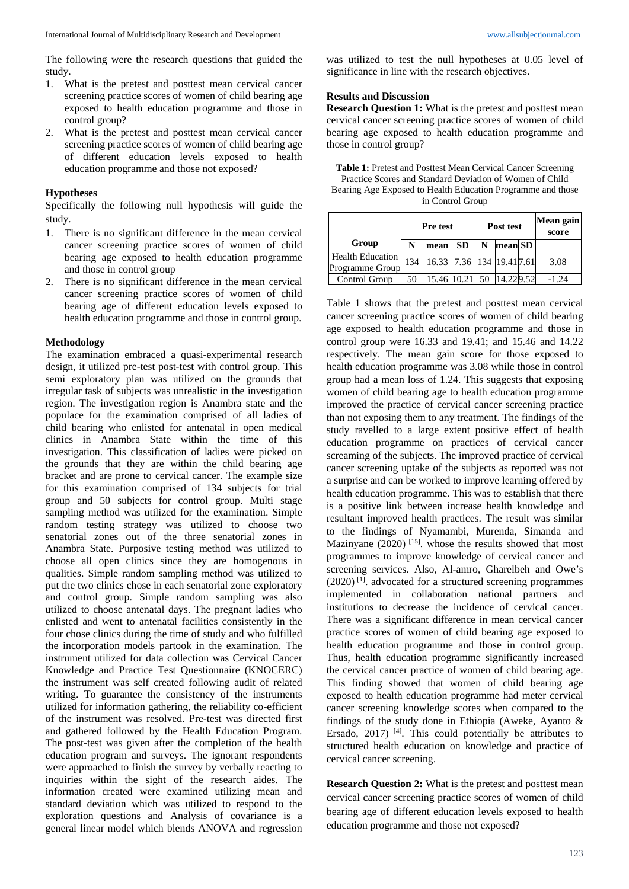The following were the research questions that guided the study.

1. What is the pretest and posttest mean cervical cancer screening practice scores of women of child bearing age exposed to health education programme and those in control group?
2. What is the pretest and posttest mean cervical cancer screening practice scores of women of child bearing age of different education levels exposed to health education programme and those not exposed?

### Hypotheses

Specifically the following null hypothesis will guide the study.

1. There is no significant difference in the mean cervical cancer screening practice scores of women of child bearing age exposed to health education programme and those in control group
2. There is no significant difference in the mean cervical cancer screening practice scores of women of child bearing age of different education levels exposed to health education programme and those in control group.

### Methodology

The examination embraced a quasi-experimental research design, it utilized pre-test post-test with control group. This semi exploratory plan was utilized on the grounds that irregular task of subjects was unrealistic in the investigation region. The investigation region is Anambra state and the populace for the examination comprised of all ladies of child bearing who enlisted for antenatal in open medical clinics in Anambra State within the time of this investigation. This classification of ladies were picked on the grounds that they are within the child bearing age bracket and are prone to cervical cancer. The example size for this examination comprised of 134 subjects for trial group and 50 subjects for control group. Multi stage sampling method was utilized for the examination. Simple random testing strategy was utilized to choose two senatorial zones out of the three senatorial zones in Anambra State. Purposive testing method was utilized to choose all open clinics since they are homogenous in qualities. Simple random sampling method was utilized to put the two clinics chose in each senatorial zone exploratory and control group. Simple random sampling was also utilized to choose antenatal days. The pregnant ladies who enlisted and went to antenatal facilities consistently in the four chose clinics during the time of study and who fulfilled the incorporation models partook in the examination. The instrument utilized for data collection was Cervical Cancer Knowledge and Practice Test Questionnaire (KNOCERC) the instrument was self created following audit of related writing. To guarantee the consistency of the instruments utilized for information gathering, the reliability co-efficient of the instrument was resolved. Pre-test was directed first and gathered followed by the Health Education Program. The post-test was given after the completion of the health education program and surveys. The ignorant respondents were approached to finish the survey by verbally reacting to inquiries within the sight of the research aides. The information created were examined utilizing mean and standard deviation which was utilized to respond to the exploration questions and Analysis of covariance is a general linear model which blends ANOVA and regression was utilized to test the null hypotheses at 0.05 level of significance in line with the research objectives.

### Results and Discussion

**Research Question 1:** What is the pretest and posttest mean cervical cancer screening practice scores of women of child bearing age exposed to health education programme and those in control group?

**Table 1:** Pretest and Posttest Mean Cervical Cancer Screening Practice Scores and Standard Deviation of Women of Child Bearing Age Exposed to Health Education Programme and those in Control Group

| | Pre test | | | Post test | | | Mean gain score |
|---|---|---|---|---|---|---|---|
| Group | N | mean | SD | N | mean | SD | |
| Health Education Programme Group | 134 | 16.33 | 7.36 | 134 | 19.41 | 7.61 | 3.08 |
| Control Group | 50 | 15.46 | 10.21 | 50 | 14.22 | 9.52 | -1.24 |

Table 1 shows that the pretest and posttest mean cervical cancer screening practice scores of women of child bearing age exposed to health education programme and those in control group were 16.33 and 19.41; and 15.46 and 14.22 respectively. The mean gain score for those exposed to health education programme was 3.08 while those in control group had a mean loss of 1.24. This suggests that exposing women of child bearing age to health education programme improved the practice of cervical cancer screening practice than not exposing them to any treatment. The findings of the study ravelled to a large extent positive effect of health education programme on practices of cervical cancer screaming of the subjects. The improved practice of cervical cancer screening uptake of the subjects as reported was not a surprise and can be worked to improve learning offered by health education programme. This was to establish that there is a positive link between increase health knowledge and resultant improved health practices. The result was similar to the findings of Nyamambi, Murenda, Simanda and Mazinyane (2020) [15]. whose the results showed that most programmes to improve knowledge of cervical cancer and screening services. Also, Al-amro, Gharelbeh and Owe's (2020) [1]. advocated for a structured screening programmes implemented in collaboration national partners and institutions to decrease the incidence of cervical cancer. There was a significant difference in mean cervical cancer practice scores of women of child bearing age exposed to health education programme and those in control group. Thus, health education programme significantly increased the cervical cancer practice of women of child bearing age. This finding showed that women of child bearing age exposed to health education programme had meter cervical cancer screening knowledge scores when compared to the findings of the study done in Ethiopia (Aweke, Ayanto & Ersado, 2017) [4]. This could potentially be attributes to structured health education on knowledge and practice of cervical cancer screening.

**Research Question 2:** What is the pretest and posttest mean cervical cancer screening practice scores of women of child bearing age of different education levels exposed to health education programme and those not exposed?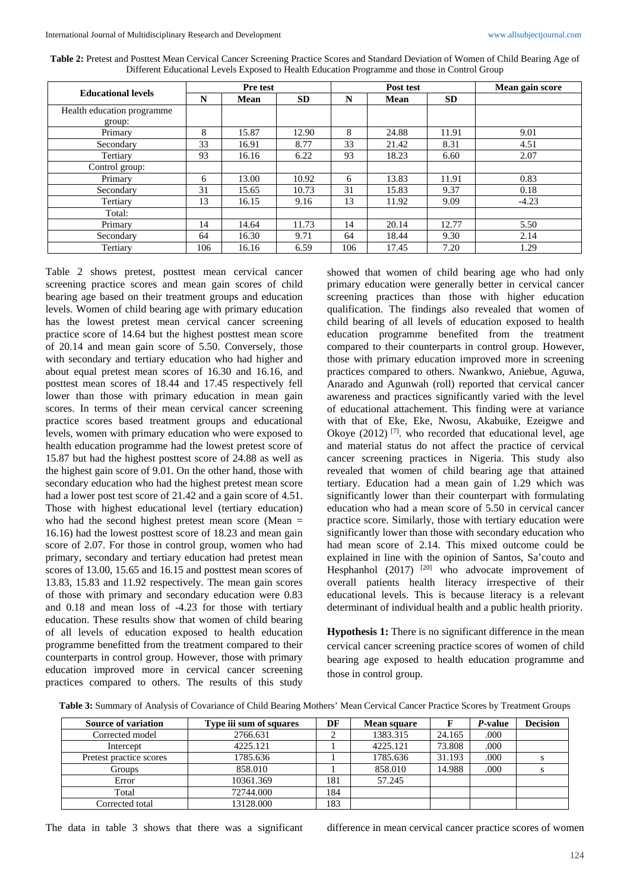**Table 2:** Pretest and Posttest Mean Cervical Cancer Screening Practice Scores and Standard Deviation of Women of Child Bearing Age of Different Educational Levels Exposed to Health Education Programme and those in Control Group

| Educational levels | Pre test | | | Post test | | | Mean gain score |
|---|---|---|---|---|---|---|---|
| | N | Mean | SD | N | Mean | SD | |
| Health education programme group: | | | | | | | |
| Primary | 8 | 15.87 | 12.90 | 8 | 24.88 | 11.91 | 9.01 |
| Secondary | 33 | 16.91 | 8.77 | 33 | 21.42 | 8.31 | 4.51 |
| Tertiary | 93 | 16.16 | 6.22 | 93 | 18.23 | 6.60 | 2.07 |
| Control group: | | | | | | | |
| Primary | 6 | 13.00 | 10.92 | 6 | 13.83 | 11.91 | 0.83 |
| Secondary | 31 | 15.65 | 10.73 | 31 | 15.83 | 9.37 | 0.18 |
| Tertiary | 13 | 16.15 | 9.16 | 13 | 11.92 | 9.09 | -4.23 |
| Total: | | | | | | | |
| Primary | 14 | 14.64 | 11.73 | 14 | 20.14 | 12.77 | 5.50 |
| Secondary | 64 | 16.30 | 9.71 | 64 | 18.44 | 9.30 | 2.14 |
| Tertiary | 106 | 16.16 | 6.59 | 106 | 17.45 | 7.20 | 1.29 |

Table 2 shows pretest, posttest mean cervical cancer screening practice scores and mean gain scores of child bearing age based on their treatment groups and education levels. Women of child bearing age with primary education has the lowest pretest mean cervical cancer screening practice score of 14.64 but the highest posttest mean score of 20.14 and mean gain score of 5.50. Conversely, those with secondary and tertiary education who had higher and about equal pretest mean scores of 16.30 and 16.16, and posttest mean scores of 18.44 and 17.45 respectively fell lower than those with primary education in mean gain scores. In terms of their mean cervical cancer screening practice scores based treatment groups and educational levels, women with primary education who were exposed to health education programme had the lowest pretest score of 15.87 but had the highest posttest score of 24.88 as well as the highest gain score of 9.01. On the other hand, those with secondary education who had the highest pretest mean score had a lower post test score of 21.42 and a gain score of 4.51. Those with highest educational level (tertiary education) who had the second highest pretest mean score (Mean = 16.16) had the lowest posttest score of 18.23 and mean gain score of 2.07. For those in control group, women who had primary, secondary and tertiary education had pretest mean scores of 13.00, 15.65 and 16.15 and posttest mean scores of 13.83, 15.83 and 11.92 respectively. The mean gain scores of those with primary and secondary education were 0.83 and 0.18 and mean loss of -4.23 for those with tertiary education. These results show that women of child bearing of all levels of education exposed to health education programme benefitted from the treatment compared to their counterparts in control group. However, those with primary education improved more in cervical cancer screening practices compared to others. The results of this study showed that women of child bearing age who had only primary education were generally better in cervical cancer screening practices than those with higher education qualification. The findings also revealed that women of child bearing of all levels of education exposed to health education programme benefited from the treatment compared to their counterparts in control group. However, those with primary education improved more in screening practices compared to others. Nwankwo, Aniebue, Aguwa, Anarado and Agunwah (roll) reported that cervical cancer awareness and practices significantly varied with the level of educational attachement. This finding were at variance with that of Eke, Eke, Nwosu, Akabuike, Ezeigwe and Okoye (2012) [7]. who recorded that educational level, age and material status do not affect the practice of cervical cancer screening practices in Nigeria. This study also revealed that women of child bearing age that attained tertiary. Education had a mean gain of 1.29 which was significantly lower than their counterpart with formulating education who had a mean score of 5.50 in cervical cancer practice score. Similarly, those with tertiary education were significantly lower than those with secondary education who had mean score of 2.14. This mixed outcome could be explained in line with the opinion of Santos, Sa'couto and Hesphanhol (2017) [20] who advocate improvement of overall patients health literacy irrespective of their educational levels. This is because literacy is a relevant determinant of individual health and a public health priority.

**Hypothesis 1:** There is no significant difference in the mean cervical cancer screening practice scores of women of child bearing age exposed to health education programme and those in control group.

**Table 3:** Summary of Analysis of Covariance of Child Bearing Mothers' Mean Cervical Cancer Practice Scores by Treatment Groups

| Source of variation | Type iii sum of squares | DF | Mean square | F | *P*-value | Decision |
|---|---|---|---|---|---|---|
| Corrected model | 2766.631 | 2 | 1383.315 | 24.165 | .000 | |
| Intercept | 4225.121 | 1 | 4225.121 | 73.808 | .000 | |
| Pretest practice scores | 1785.636 | 1 | 1785.636 | 31.193 | .000 | s |
| Groups | 858.010 | 1 | 858.010 | 14.988 | .000 | s |
| Error | 10361.369 | 181 | 57.245 | | | |
| Total | 72744.000 | 184 | | | | |
| Corrected total | 13128.000 | 183 | | | | |

The data in table 3 shows that there was a significant difference in mean cervical cancer practice scores of women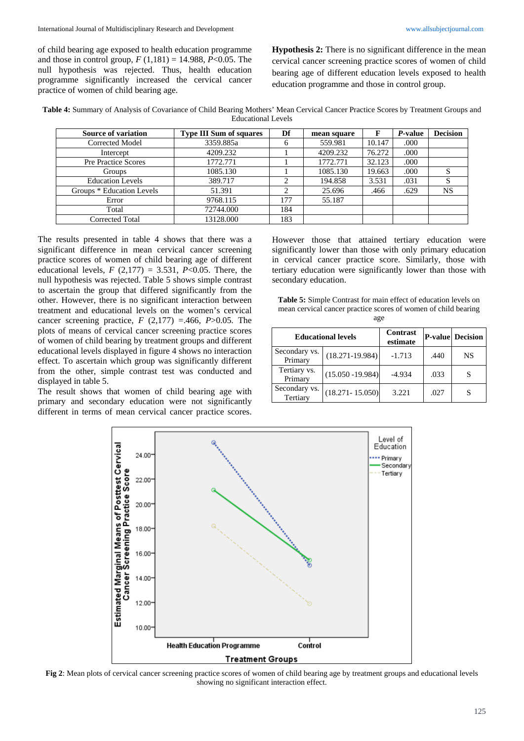of child bearing age exposed to health education programme and those in control group, $F$ (1,181) = 14.988, $P$<0.05. The null hypothesis was rejected. Thus, health education programme significantly increased the cervical cancer practice of women of child bearing age.

**Hypothesis 2:** There is no significant difference in the mean cervical cancer screening practice scores of women of child bearing age of different education levels exposed to health education programme and those in control group.

**Table 4:** Summary of Analysis of Covariance of Child Bearing Mothers' Mean Cervical Cancer Practice Scores by Treatment Groups and Educational Levels

| Source of variation | Type III Sum of squares | Df | mean square | F | *P*-value | Decision |
|---|---|---|---|---|---|---|
| Corrected Model | 3359.885a | 6 | 559.981 | 10.147 | .000 | |
| Intercept | 4209.232 | 1 | 4209.232 | 76.272 | .000 | |
| Pre Practice Scores | 1772.771 | 1 | 1772.771 | 32.123 | .000 | |
| Groups | 1085.130 | 1 | 1085.130 | 19.663 | .000 | S |
| Education Levels | 389.717 | 2 | 194.858 | 3.531 | .031 | S |
| Groups * Education Levels | 51.391 | 2 | 25.696 | .466 | .629 | NS |
| Error | 9768.115 | 177 | 55.187 | | | |
| Total | 72744.000 | 184 | | | | |
| Corrected Total | 13128.000 | 183 | | | | |

The results presented in table 4 shows that there was a significant difference in mean cervical cancer screening practice scores of women of child bearing age of different educational levels, $F$ (2,177) = 3.531, $P$<0.05. There, the null hypothesis was rejected. Table 5 shows simple contrast to ascertain the group that differed significantly from the other. However, there is no significant interaction between treatment and educational levels on the women's cervical cancer screening practice, $F$ (2,177) =.466, $P$>0.05. The plots of means of cervical cancer screening practice scores of women of child bearing by treatment groups and different educational levels displayed in figure 4 shows no interaction effect. To ascertain which group was significantly different from the other, simple contrast test was conducted and displayed in table 5.

The result shows that women of child bearing age with primary and secondary education were not significantly different in terms of mean cervical cancer practice scores. However those that attained tertiary education were significantly lower than those with only primary education in cervical cancer practice score. Similarly, those with tertiary education were significantly lower than those with secondary education.

**Table 5:** Simple Contrast for main effect of education levels on mean cervical cancer practice scores of women of child bearing age

| Educational levels | | Contrast estimate | P-value | Decision |
|---|---|---|---|---|
| Secondary vs. Primary | (18.271-19.984) | -1.713 | .440 | NS |
| Tertiary vs. Primary | (15.050 -19.984) | -4.934 | .033 | S |
| Secondary vs. Tertiary | (18.271- 15.050) | 3.221 | .027 | S |

**Fig 2**: Mean plots of cervical cancer screening practice scores of women of child bearing age by treatment groups and educational levels showing no significant interaction effect.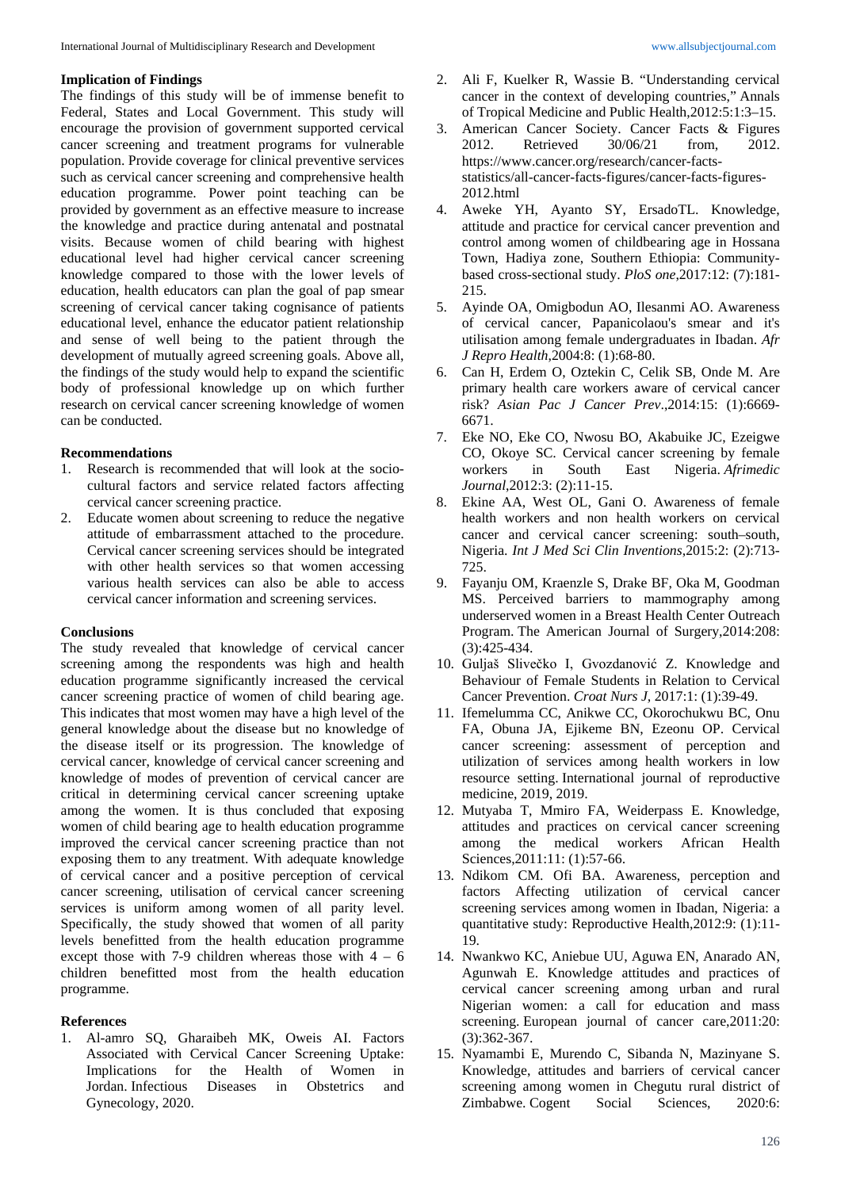### Implication of Findings

The findings of this study will be of immense benefit to Federal, States and Local Government. This study will encourage the provision of government supported cervical cancer screening and treatment programs for vulnerable population. Provide coverage for clinical preventive services such as cervical cancer screening and comprehensive health education programme. Power point teaching can be provided by government as an effective measure to increase the knowledge and practice during antenatal and postnatal visits. Because women of child bearing with highest educational level had higher cervical cancer screening knowledge compared to those with the lower levels of education, health educators can plan the goal of pap smear screening of cervical cancer taking cognisance of patients educational level, enhance the educator patient relationship and sense of well being to the patient through the development of mutually agreed screening goals. Above all, the findings of the study would help to expand the scientific body of professional knowledge up on which further research on cervical cancer screening knowledge of women can be conducted.

### Recommendations

1. Research is recommended that will look at the socio-cultural factors and service related factors affecting cervical cancer screening practice.
2. Educate women about screening to reduce the negative attitude of embarrassment attached to the procedure. Cervical cancer screening services should be integrated with other health services so that women accessing various health services can also be able to access cervical cancer information and screening services.

### Conclusions

The study revealed that knowledge of cervical cancer screening among the respondents was high and health education programme significantly increased the cervical cancer screening practice of women of child bearing age. This indicates that most women may have a high level of the general knowledge about the disease but no knowledge of the disease itself or its progression. The knowledge of cervical cancer, knowledge of cervical cancer screening and knowledge of modes of prevention of cervical cancer are critical in determining cervical cancer screening uptake among the women. It is thus concluded that exposing women of child bearing age to health education programme improved the cervical cancer screening practice than not exposing them to any treatment. With adequate knowledge of cervical cancer and a positive perception of cervical cancer screening, utilisation of cervical cancer screening services is uniform among women of all parity level. Specifically, the study showed that women of all parity levels benefitted from the health education programme except those with 7-9 children whereas those with 4 – 6 children benefitted most from the health education programme.

### References

1. Al-amro SQ, Gharaibeh MK, Oweis AI. Factors Associated with Cervical Cancer Screening Uptake: Implications for the Health of Women in Jordan. Infectious Diseases in Obstetrics and Gynecology, 2020.
2. Ali F, Kuelker R, Wassie B. "Understanding cervical cancer in the context of developing countries," Annals of Tropical Medicine and Public Health,2012:5:1:3–15.
3. American Cancer Society. Cancer Facts & Figures 2012. Retrieved 30/06/21 from, 2012. https://www.cancer.org/research/cancer-facts-statistics/all-cancer-facts-figures/cancer-facts-figures-2012.html
4. Aweke YH, Ayanto SY, ErsadoTL. Knowledge, attitude and practice for cervical cancer prevention and control among women of childbearing age in Hossana Town, Hadiya zone, Southern Ethiopia: Community-based cross-sectional study. *PloS one*,2017:12: (7):181-215.
5. Ayinde OA, Omigbodun AO, Ilesanmi AO. Awareness of cervical cancer, Papanicolaou's smear and it's utilisation among female undergraduates in Ibadan. *Afr J Repro Health*,2004:8: (1):68-80.
6. Can H, Erdem O, Oztekin C, Celik SB, Onde M. Are primary health care workers aware of cervical cancer risk? *Asian Pac J Cancer Prev*.,2014:15: (1):6669-6671.
7. Eke NO, Eke CO, Nwosu BO, Akabuike JC, Ezeigwe CO, Okoye SC. Cervical cancer screening by female workers in South East Nigeria. *Afrimedic Journal*,2012:3: (2):11-15.
8. Ekine AA, West OL, Gani O. Awareness of female health workers and non health workers on cervical cancer and cervical cancer screening: south–south, Nigeria. *Int J Med Sci Clin Inventions*,2015:2: (2):713-725.
9. Fayanju OM, Kraenzle S, Drake BF, Oka M, Goodman MS. Perceived barriers to mammography among underserved women in a Breast Health Center Outreach Program. The American Journal of Surgery,2014:208: (3):425-434.
10. Guljaš Slivečko I, Gvozdanović Z. Knowledge and Behaviour of Female Students in Relation to Cervical Cancer Prevention. *Croat Nurs J*, 2017:1: (1):39-49.
11. Ifemelumma CC, Anikwe CC, Okorochukwu BC, Onu FA, Obuna JA, Ejikeme BN, Ezeonu OP. Cervical cancer screening: assessment of perception and utilization of services among health workers in low resource setting. International journal of reproductive medicine, 2019, 2019.
12. Mutyaba T, Mmiro FA, Weiderpass E. Knowledge, attitudes and practices on cervical cancer screening among the medical workers African Health Sciences,2011:11: (1):57-66.
13. Ndikom CM. Ofi BA. Awareness, perception and factors Affecting utilization of cervical cancer screening services among women in Ibadan, Nigeria: a quantitative study: Reproductive Health,2012:9: (1):11-19.
14. Nwankwo KC, Aniebue UU, Aguwa EN, Anarado AN, Agunwah E. Knowledge attitudes and practices of cervical cancer screening among urban and rural Nigerian women: a call for education and mass screening. European journal of cancer care,2011:20: (3):362-367.
15. Nyamambi E, Murendo C, Sibanda N, Mazinyane S. Knowledge, attitudes and barriers of cervical cancer screening among women in Chegutu rural district of Zimbabwe. Cogent Social Sciences, 2020:6: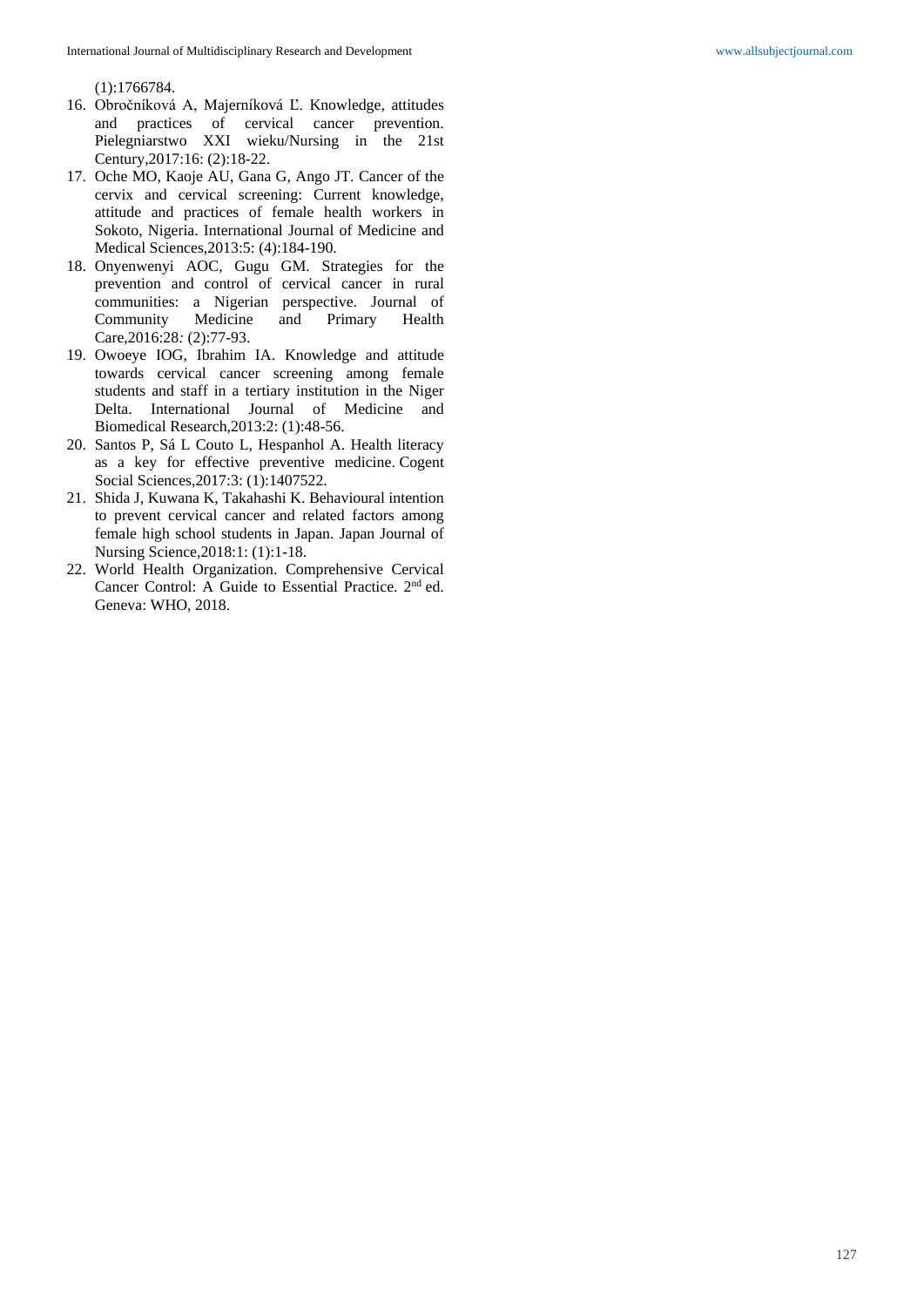(1):1766784.

16. Obročníková A, Majerníková Ľ. Knowledge, attitudes and practices of cervical cancer prevention. Pielegniarstwo XXI wieku/Nursing in the 21st Century,2017:16: (2):18-22.
17. Oche MO, Kaoje AU, Gana G, Ango JT. Cancer of the cervix and cervical screening: Current knowledge, attitude and practices of female health workers in Sokoto, Nigeria. International Journal of Medicine and Medical Sciences,2013:5: (4):184-190.
18. Onyenwenyi AOC, Gugu GM. Strategies for the prevention and control of cervical cancer in rural communities: a Nigerian perspective. Journal of Community Medicine and Primary Health Care,2016:28: (2):77-93.
19. Owoeye IOG, Ibrahim IA. Knowledge and attitude towards cervical cancer screening among female students and staff in a tertiary institution in the Niger Delta. International Journal of Medicine and Biomedical Research,2013:2: (1):48-56.
20. Santos P, Sá L Couto L, Hespanhol A. Health literacy as a key for effective preventive medicine. Cogent Social Sciences,2017:3: (1):1407522.
21. Shida J, Kuwana K, Takahashi K. Behavioural intention to prevent cervical cancer and related factors among female high school students in Japan. Japan Journal of Nursing Science,2018:1: (1):1-18.
22. World Health Organization. Comprehensive Cervical Cancer Control: A Guide to Essential Practice. 2nd ed. Geneva: WHO, 2018.